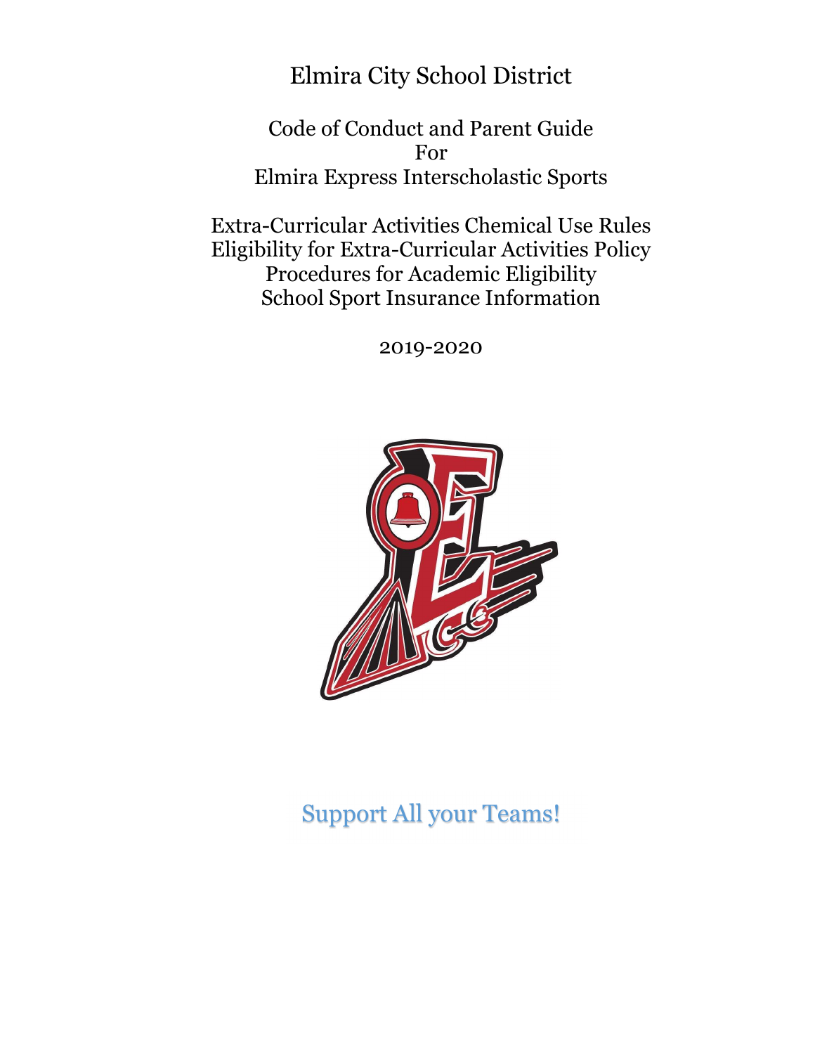# Elmira City School District

## Code of Conduct and Parent Guide For Elmira Express Interscholastic Sports

Extra-Curricular Activities Chemical Use Rules
Eligibility for Extra-Curricular Activities Policy
Procedures for Academic Eligibility
School Sport Insurance Information

2019-2020

Support All your Teams!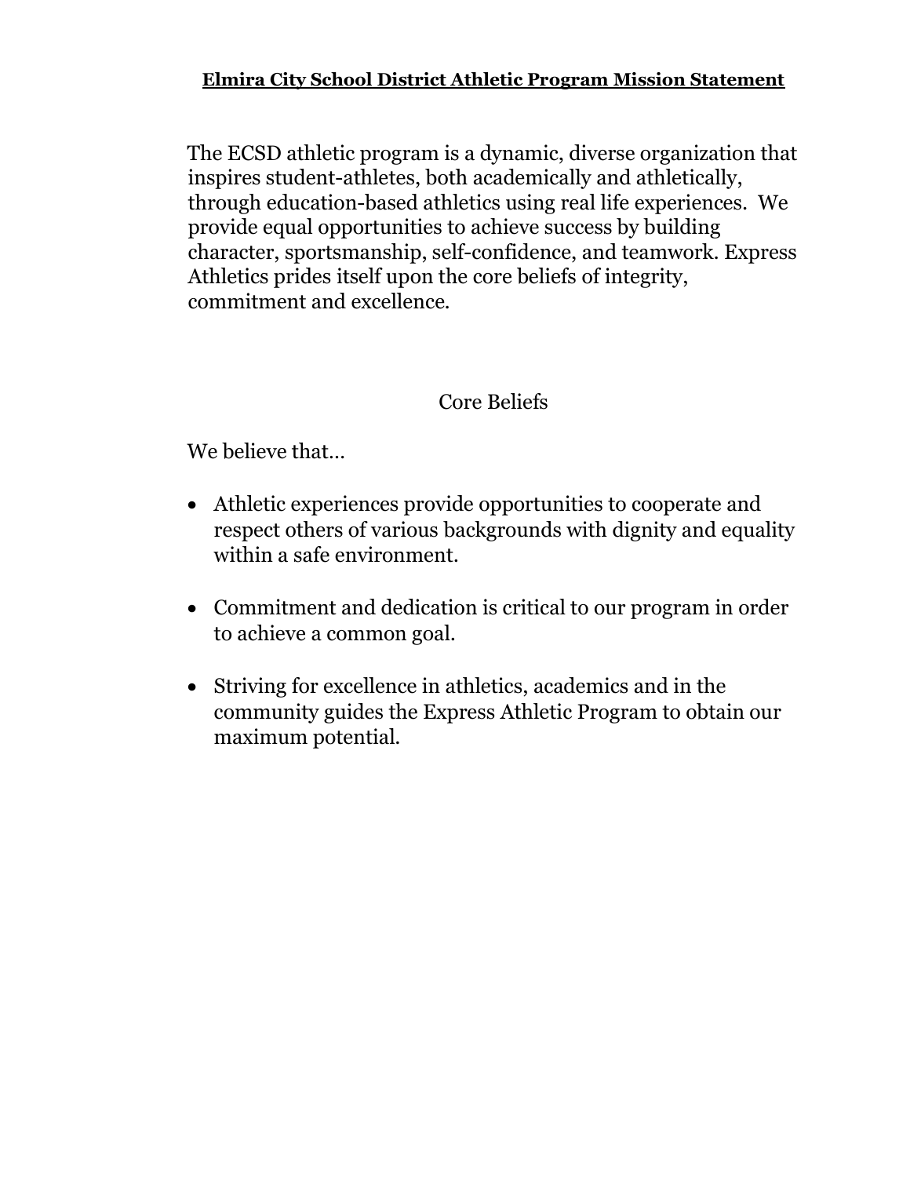## **Elmira City School District Athletic Program Mission Statement**

The ECSD athletic program is a dynamic, diverse organization that inspires student-athletes, both academically and athletically, through education-based athletics using real life experiences. We provide equal opportunities to achieve success by building character, sportsmanship, self-confidence, and teamwork. Express Athletics prides itself upon the core beliefs of integrity, commitment and excellence.

### Core Beliefs

We believe that…

- Athletic experiences provide opportunities to cooperate and respect others of various backgrounds with dignity and equality within a safe environment.
- Commitment and dedication is critical to our program in order to achieve a common goal.
- Striving for excellence in athletics, academics and in the community guides the Express Athletic Program to obtain our maximum potential.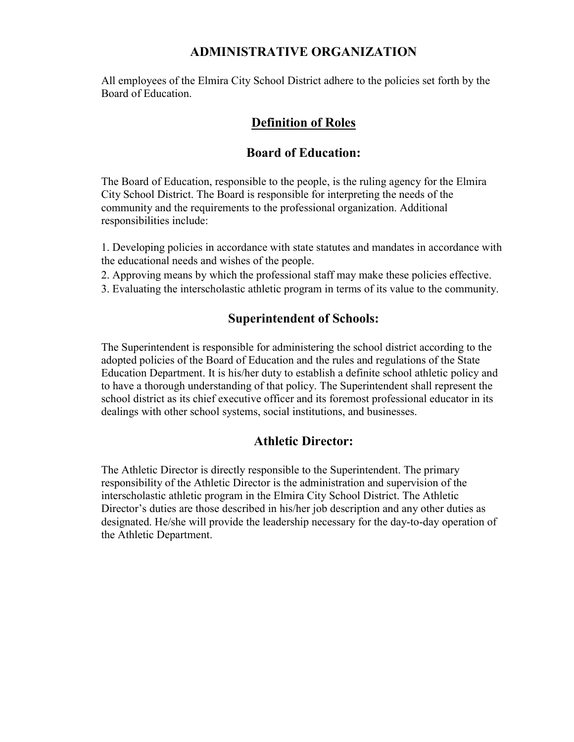# ADMINISTRATIVE ORGANIZATION

All employees of the Elmira City School District adhere to the policies set forth by the Board of Education.

## Definition of Roles

### Board of Education:

The Board of Education, responsible to the people, is the ruling agency for the Elmira City School District. The Board is responsible for interpreting the needs of the community and the requirements to the professional organization. Additional responsibilities include:

1. Developing policies in accordance with state statutes and mandates in accordance with the educational needs and wishes of the people.
2. Approving means by which the professional staff may make these policies effective.
3. Evaluating the interscholastic athletic program in terms of its value to the community.

### Superintendent of Schools:

The Superintendent is responsible for administering the school district according to the adopted policies of the Board of Education and the rules and regulations of the State Education Department. It is his/her duty to establish a definite school athletic policy and to have a thorough understanding of that policy. The Superintendent shall represent the school district as its chief executive officer and its foremost professional educator in its dealings with other school systems, social institutions, and businesses.

### Athletic Director:

The Athletic Director is directly responsible to the Superintendent. The primary responsibility of the Athletic Director is the administration and supervision of the interscholastic athletic program in the Elmira City School District. The Athletic Director's duties are those described in his/her job description and any other duties as designated. He/she will provide the leadership necessary for the day-to-day operation of the Athletic Department.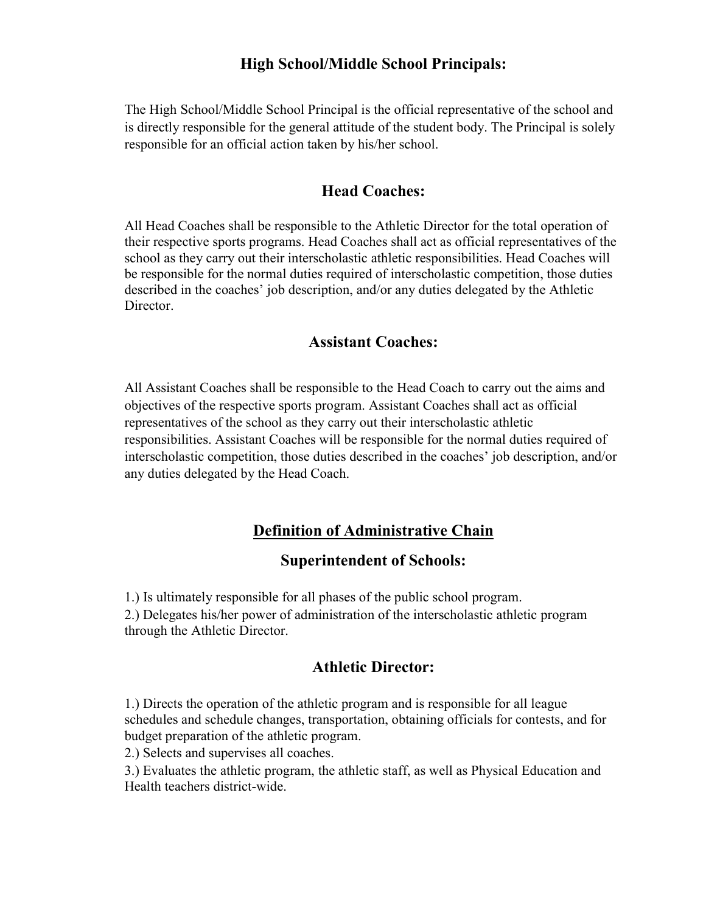## High School/Middle School Principals:

The High School/Middle School Principal is the official representative of the school and is directly responsible for the general attitude of the student body. The Principal is solely responsible for an official action taken by his/her school.

## Head Coaches:

All Head Coaches shall be responsible to the Athletic Director for the total operation of their respective sports programs. Head Coaches shall act as official representatives of the school as they carry out their interscholastic athletic responsibilities. Head Coaches will be responsible for the normal duties required of interscholastic competition, those duties described in the coaches' job description, and/or any duties delegated by the Athletic Director.

## Assistant Coaches:

All Assistant Coaches shall be responsible to the Head Coach to carry out the aims and objectives of the respective sports program. Assistant Coaches shall act as official representatives of the school as they carry out their interscholastic athletic responsibilities. Assistant Coaches will be responsible for the normal duties required of interscholastic competition, those duties described in the coaches' job description, and/or any duties delegated by the Head Coach.

# <u>Definition of Administrative Chain</u>

## Superintendent of Schools:

1.) Is ultimately responsible for all phases of the public school program.

2.) Delegates his/her power of administration of the interscholastic athletic program through the Athletic Director.

## Athletic Director:

1.) Directs the operation of the athletic program and is responsible for all league schedules and schedule changes, transportation, obtaining officials for contests, and for budget preparation of the athletic program.

2.) Selects and supervises all coaches.

3.) Evaluates the athletic program, the athletic staff, as well as Physical Education and Health teachers district-wide.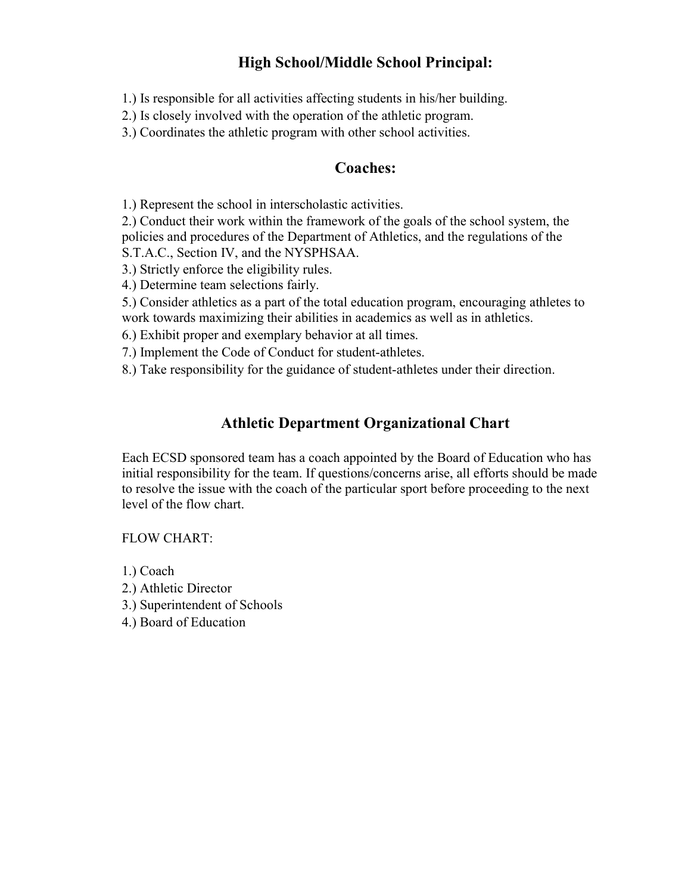## High School/Middle School Principal:

1.) Is responsible for all activities affecting students in his/her building.
2.) Is closely involved with the operation of the athletic program.
3.) Coordinates the athletic program with other school activities.

## Coaches:

1.) Represent the school in interscholastic activities.
2.) Conduct their work within the framework of the goals of the school system, the policies and procedures of the Department of Athletics, and the regulations of the S.T.A.C., Section IV, and the NYSPHSAA.
3.) Strictly enforce the eligibility rules.
4.) Determine team selections fairly.
5.) Consider athletics as a part of the total education program, encouraging athletes to work towards maximizing their abilities in academics as well as in athletics.
6.) Exhibit proper and exemplary behavior at all times.
7.) Implement the Code of Conduct for student-athletes.
8.) Take responsibility for the guidance of student-athletes under their direction.

## Athletic Department Organizational Chart

Each ECSD sponsored team has a coach appointed by the Board of Education who has initial responsibility for the team. If questions/concerns arise, all efforts should be made to resolve the issue with the coach of the particular sport before proceeding to the next level of the flow chart.

FLOW CHART:

1.) Coach
2.) Athletic Director
3.) Superintendent of Schools
4.) Board of Education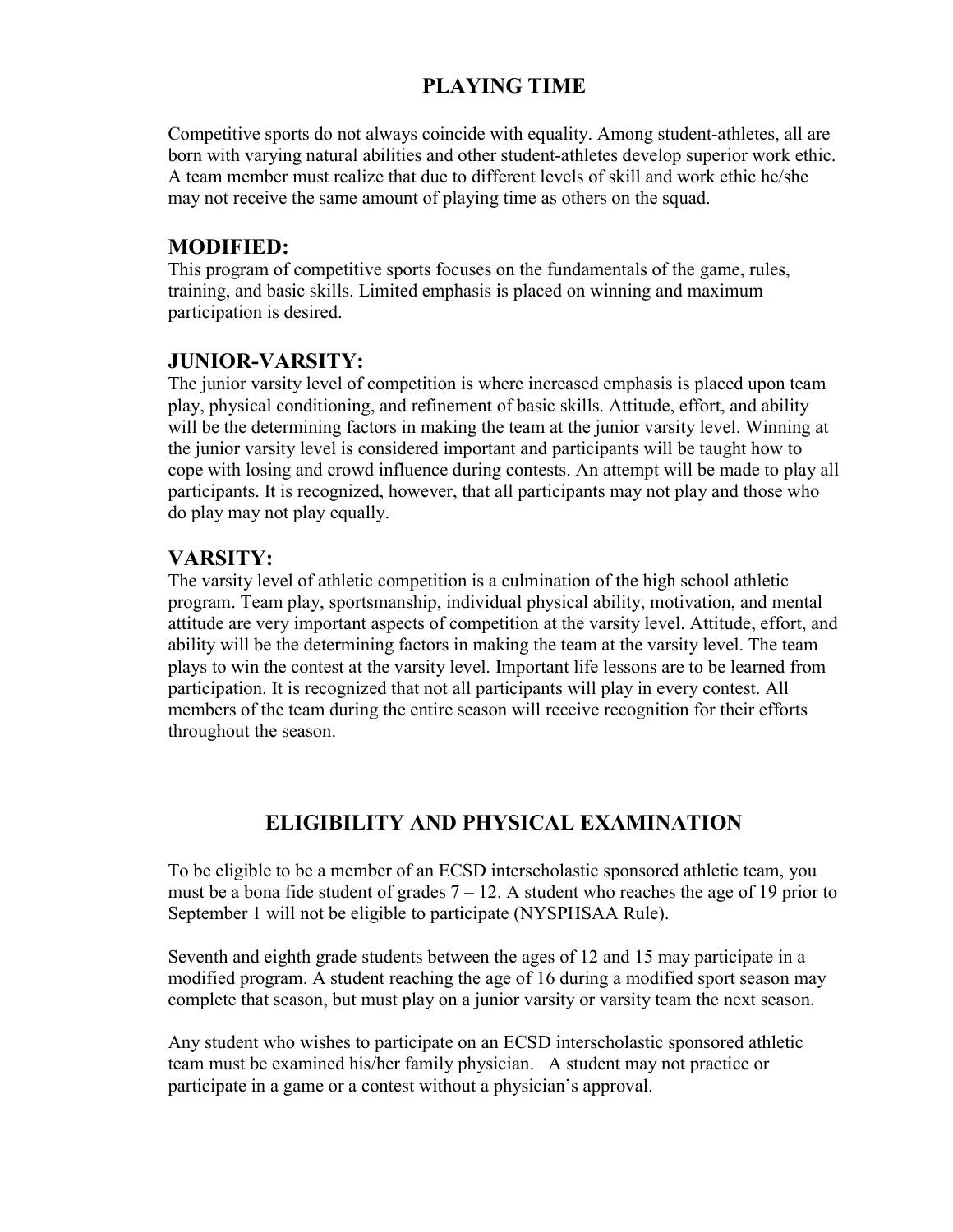# PLAYING TIME

Competitive sports do not always coincide with equality. Among student-athletes, all are born with varying natural abilities and other student-athletes develop superior work ethic. A team member must realize that due to different levels of skill and work ethic he/she may not receive the same amount of playing time as others on the squad.

## MODIFIED:

This program of competitive sports focuses on the fundamentals of the game, rules, training, and basic skills. Limited emphasis is placed on winning and maximum participation is desired.

## JUNIOR-VARSITY:

The junior varsity level of competition is where increased emphasis is placed upon team play, physical conditioning, and refinement of basic skills. Attitude, effort, and ability will be the determining factors in making the team at the junior varsity level. Winning at the junior varsity level is considered important and participants will be taught how to cope with losing and crowd influence during contests. An attempt will be made to play all participants. It is recognized, however, that all participants may not play and those who do play may not play equally.

## VARSITY:

The varsity level of athletic competition is a culmination of the high school athletic program. Team play, sportsmanship, individual physical ability, motivation, and mental attitude are very important aspects of competition at the varsity level. Attitude, effort, and ability will be the determining factors in making the team at the varsity level. The team plays to win the contest at the varsity level. Important life lessons are to be learned from participation. It is recognized that not all participants will play in every contest. All members of the team during the entire season will receive recognition for their efforts throughout the season.

# ELIGIBILITY AND PHYSICAL EXAMINATION

To be eligible to be a member of an ECSD interscholastic sponsored athletic team, you must be a bona fide student of grades 7 – 12. A student who reaches the age of 19 prior to September 1 will not be eligible to participate (NYSPHSAA Rule).

Seventh and eighth grade students between the ages of 12 and 15 may participate in a modified program. A student reaching the age of 16 during a modified sport season may complete that season, but must play on a junior varsity or varsity team the next season.

Any student who wishes to participate on an ECSD interscholastic sponsored athletic team must be examined his/her family physician. A student may not practice or participate in a game or a contest without a physician's approval.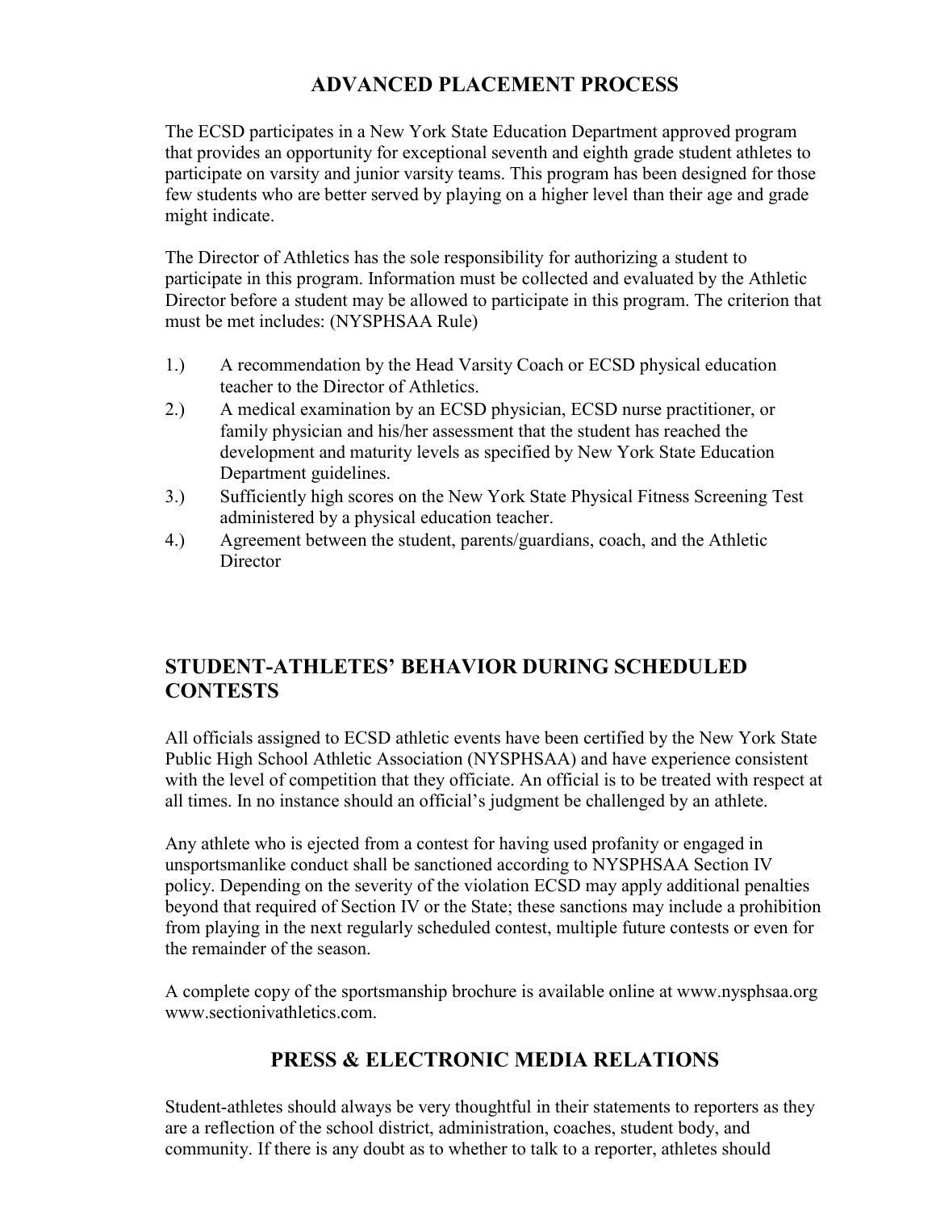## ADVANCED PLACEMENT PROCESS

The ECSD participates in a New York State Education Department approved program that provides an opportunity for exceptional seventh and eighth grade student athletes to participate on varsity and junior varsity teams. This program has been designed for those few students who are better served by playing on a higher level than their age and grade might indicate.

The Director of Athletics has the sole responsibility for authorizing a student to participate in this program. Information must be collected and evaluated by the Athletic Director before a student may be allowed to participate in this program. The criterion that must be met includes: (NYSPHSAA Rule)

1.) A recommendation by the Head Varsity Coach or ECSD physical education teacher to the Director of Athletics.
2.) A medical examination by an ECSD physician, ECSD nurse practitioner, or family physician and his/her assessment that the student has reached the development and maturity levels as specified by New York State Education Department guidelines.
3.) Sufficiently high scores on the New York State Physical Fitness Screening Test administered by a physical education teacher.
4.) Agreement between the student, parents/guardians, coach, and the Athletic Director

## STUDENT-ATHLETES' BEHAVIOR DURING SCHEDULED CONTESTS

All officials assigned to ECSD athletic events have been certified by the New York State Public High School Athletic Association (NYSPHSAA) and have experience consistent with the level of competition that they officiate. An official is to be treated with respect at all times. In no instance should an official's judgment be challenged by an athlete.

Any athlete who is ejected from a contest for having used profanity or engaged in unsportsmanlike conduct shall be sanctioned according to NYSPHSAA Section IV policy. Depending on the severity of the violation ECSD may apply additional penalties beyond that required of Section IV or the State; these sanctions may include a prohibition from playing in the next regularly scheduled contest, multiple future contests or even for the remainder of the season.

A complete copy of the sportsmanship brochure is available online at www.nysphsaa.org www.sectionivathletics.com.

## PRESS & ELECTRONIC MEDIA RELATIONS

Student-athletes should always be very thoughtful in their statements to reporters as they are a reflection of the school district, administration, coaches, student body, and community. If there is any doubt as to whether to talk to a reporter, athletes should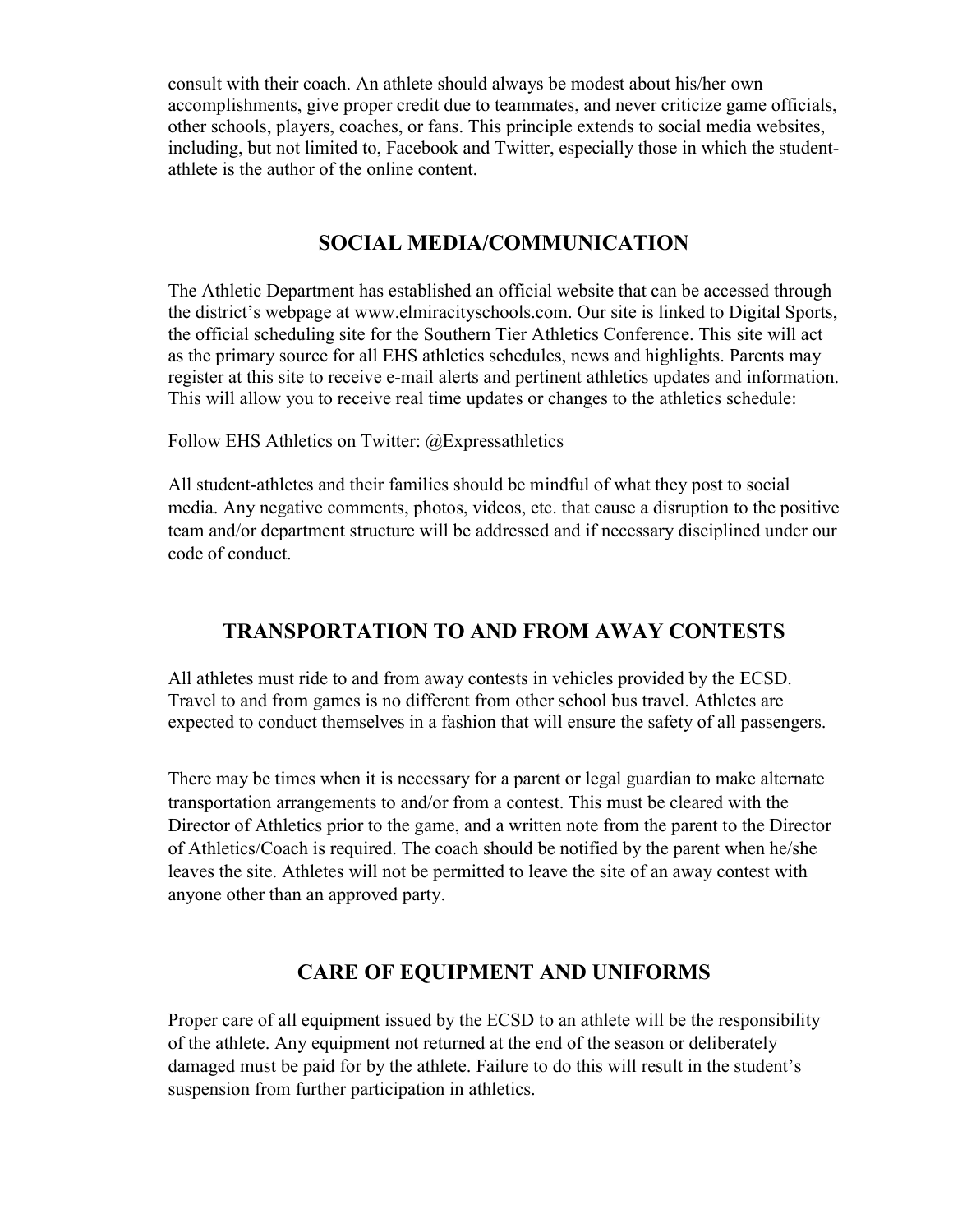consult with their coach. An athlete should always be modest about his/her own accomplishments, give proper credit due to teammates, and never criticize game officials, other schools, players, coaches, or fans. This principle extends to social media websites, including, but not limited to, Facebook and Twitter, especially those in which the student-athlete is the author of the online content.

## SOCIAL MEDIA/COMMUNICATION

The Athletic Department has established an official website that can be accessed through the district's webpage at www.elmiracityschools.com. Our site is linked to Digital Sports, the official scheduling site for the Southern Tier Athletics Conference. This site will act as the primary source for all EHS athletics schedules, news and highlights. Parents may register at this site to receive e-mail alerts and pertinent athletics updates and information. This will allow you to receive real time updates or changes to the athletics schedule:

Follow EHS Athletics on Twitter: @Expressathletics

All student-athletes and their families should be mindful of what they post to social media. Any negative comments, photos, videos, etc. that cause a disruption to the positive team and/or department structure will be addressed and if necessary disciplined under our code of conduct.

## TRANSPORTATION TO AND FROM AWAY CONTESTS

All athletes must ride to and from away contests in vehicles provided by the ECSD. Travel to and from games is no different from other school bus travel. Athletes are expected to conduct themselves in a fashion that will ensure the safety of all passengers.

There may be times when it is necessary for a parent or legal guardian to make alternate transportation arrangements to and/or from a contest. This must be cleared with the Director of Athletics prior to the game, and a written note from the parent to the Director of Athletics/Coach is required. The coach should be notified by the parent when he/she leaves the site. Athletes will not be permitted to leave the site of an away contest with anyone other than an approved party.

## CARE OF EQUIPMENT AND UNIFORMS

Proper care of all equipment issued by the ECSD to an athlete will be the responsibility of the athlete. Any equipment not returned at the end of the season or deliberately damaged must be paid for by the athlete. Failure to do this will result in the student's suspension from further participation in athletics.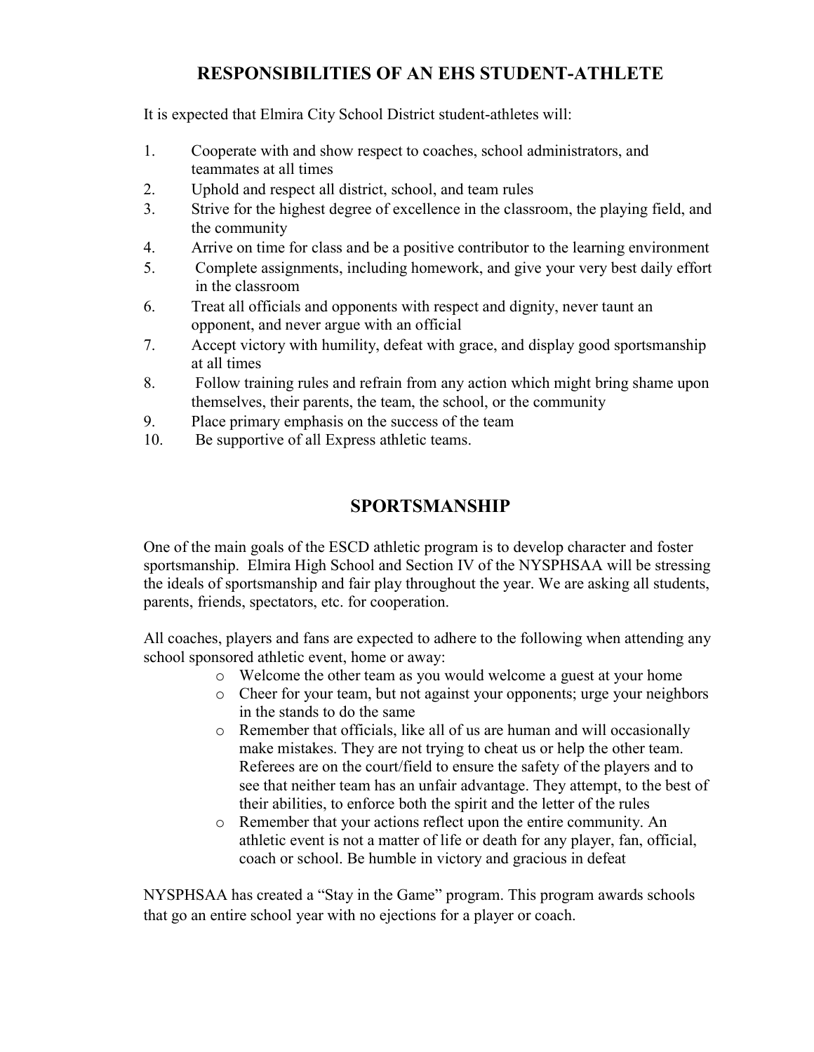## RESPONSIBILITIES OF AN EHS STUDENT-ATHLETE

It is expected that Elmira City School District student-athletes will:

1. Cooperate with and show respect to coaches, school administrators, and teammates at all times
2. Uphold and respect all district, school, and team rules
3. Strive for the highest degree of excellence in the classroom, the playing field, and the community
4. Arrive on time for class and be a positive contributor to the learning environment
5. Complete assignments, including homework, and give your very best daily effort in the classroom
6. Treat all officials and opponents with respect and dignity, never taunt an opponent, and never argue with an official
7. Accept victory with humility, defeat with grace, and display good sportsmanship at all times
8. Follow training rules and refrain from any action which might bring shame upon themselves, their parents, the team, the school, or the community
9. Place primary emphasis on the success of the team
10. Be supportive of all Express athletic teams.

## SPORTSMANSHIP

One of the main goals of the ESCD athletic program is to develop character and foster sportsmanship. Elmira High School and Section IV of the NYSPHSAA will be stressing the ideals of sportsmanship and fair play throughout the year. We are asking all students, parents, friends, spectators, etc. for cooperation.

All coaches, players and fans are expected to adhere to the following when attending any school sponsored athletic event, home or away:

- Welcome the other team as you would welcome a guest at your home
- Cheer for your team, but not against your opponents; urge your neighbors in the stands to do the same
- Remember that officials, like all of us are human and will occasionally make mistakes. They are not trying to cheat us or help the other team. Referees are on the court/field to ensure the safety of the players and to see that neither team has an unfair advantage. They attempt, to the best of their abilities, to enforce both the spirit and the letter of the rules
- Remember that your actions reflect upon the entire community. An athletic event is not a matter of life or death for any player, fan, official, coach or school. Be humble in victory and gracious in defeat

NYSPHSAA has created a "Stay in the Game" program. This program awards schools that go an entire school year with no ejections for a player or coach.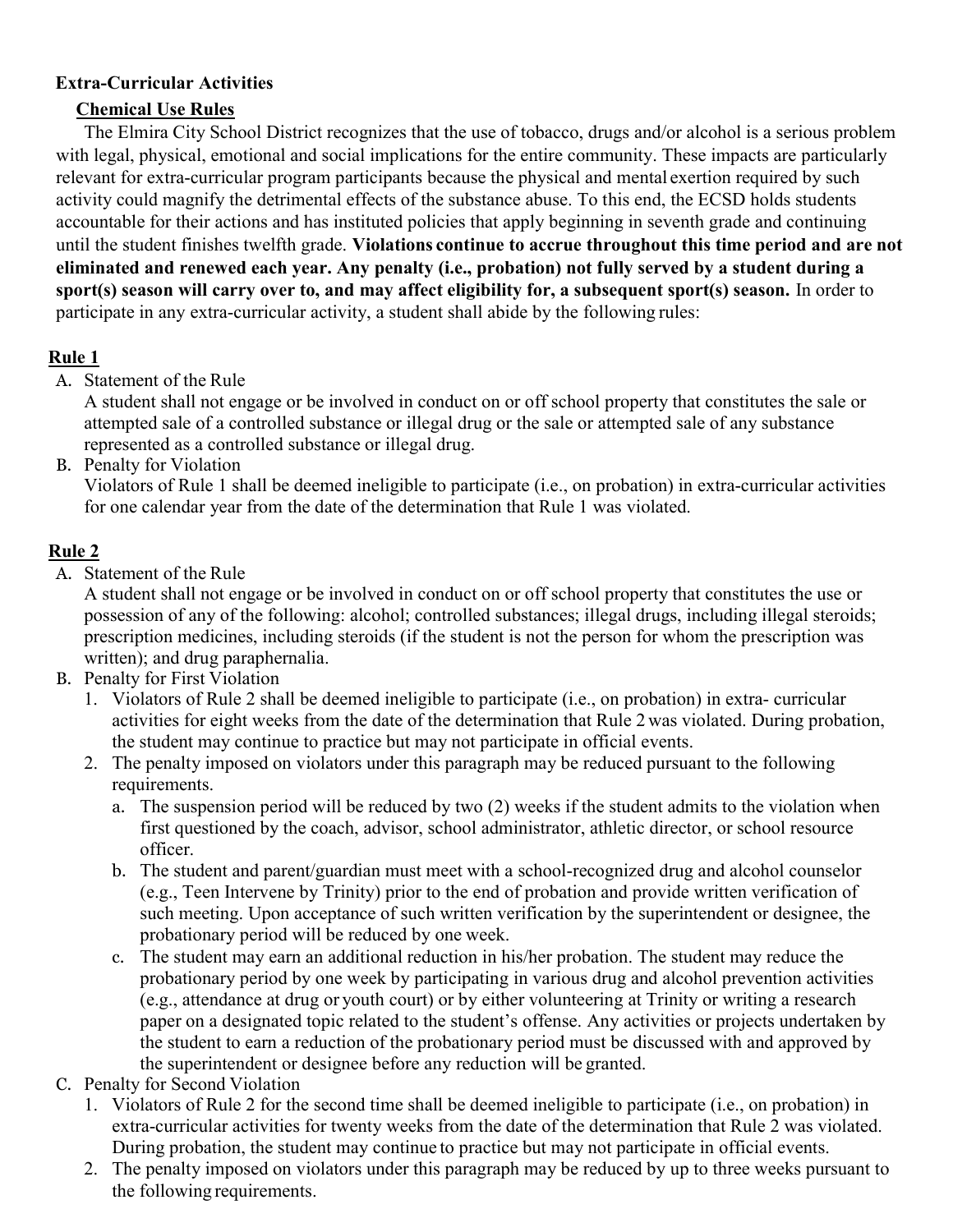**Extra-Curricular Activities**

**<u>Chemical Use Rules</u>**

The Elmira City School District recognizes that the use of tobacco, drugs and/or alcohol is a serious problem with legal, physical, emotional and social implications for the entire community. These impacts are particularly relevant for extra-curricular program participants because the physical and mental exertion required by such activity could magnify the detrimental effects of the substance abuse. To this end, the ECSD holds students accountable for their actions and has instituted policies that apply beginning in seventh grade and continuing until the student finishes twelfth grade. **Violations continue to accrue throughout this time period and are not eliminated and renewed each year. Any penalty (i.e., probation) not fully served by a student during a sport(s) season will carry over to, and may affect eligibility for, a subsequent sport(s) season.** In order to participate in any extra-curricular activity, a student shall abide by the following rules:

**<u>Rule 1</u>**

A. Statement of the Rule
   A student shall not engage or be involved in conduct on or off school property that constitutes the sale or attempted sale of a controlled substance or illegal drug or the sale or attempted sale of any substance represented as a controlled substance or illegal drug.
B. Penalty for Violation
   Violators of Rule 1 shall be deemed ineligible to participate (i.e., on probation) in extra-curricular activities for one calendar year from the date of the determination that Rule 1 was violated.

**<u>Rule 2</u>**

A. Statement of the Rule
   A student shall not engage or be involved in conduct on or off school property that constitutes the use or possession of any of the following: alcohol; controlled substances; illegal drugs, including illegal steroids; prescription medicines, including steroids (if the student is not the person for whom the prescription was written); and drug paraphernalia.
B. Penalty for First Violation
   1. Violators of Rule 2 shall be deemed ineligible to participate (i.e., on probation) in extra- curricular activities for eight weeks from the date of the determination that Rule 2 was violated. During probation, the student may continue to practice but may not participate in official events.
   2. The penalty imposed on violators under this paragraph may be reduced pursuant to the following requirements.
      a. The suspension period will be reduced by two (2) weeks if the student admits to the violation when first questioned by the coach, advisor, school administrator, athletic director, or school resource officer.
      b. The student and parent/guardian must meet with a school-recognized drug and alcohol counselor (e.g., Teen Intervene by Trinity) prior to the end of probation and provide written verification of such meeting. Upon acceptance of such written verification by the superintendent or designee, the probationary period will be reduced by one week.
      c. The student may earn an additional reduction in his/her probation. The student may reduce the probationary period by one week by participating in various drug and alcohol prevention activities (e.g., attendance at drug or youth court) or by either volunteering at Trinity or writing a research paper on a designated topic related to the student's offense. Any activities or projects undertaken by the student to earn a reduction of the probationary period must be discussed with and approved by the superintendent or designee before any reduction will be granted.
C. Penalty for Second Violation
   1. Violators of Rule 2 for the second time shall be deemed ineligible to participate (i.e., on probation) in extra-curricular activities for twenty weeks from the date of the determination that Rule 2 was violated. During probation, the student may continue to practice but may not participate in official events.
   2. The penalty imposed on violators under this paragraph may be reduced by up to three weeks pursuant to the following requirements.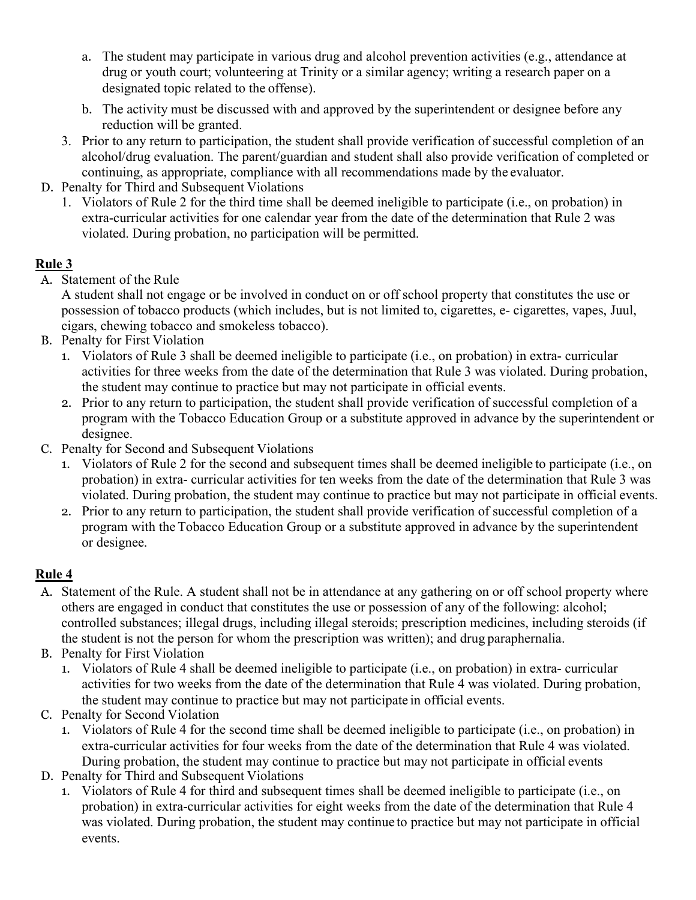a. The student may participate in various drug and alcohol prevention activities (e.g., attendance at drug or youth court; volunteering at Trinity or a similar agency; writing a research paper on a designated topic related to the offense).

b. The activity must be discussed with and approved by the superintendent or designee before any reduction will be granted.

3. Prior to any return to participation, the student shall provide verification of successful completion of an alcohol/drug evaluation. The parent/guardian and student shall also provide verification of completed or continuing, as appropriate, compliance with all recommendations made by the evaluator.

D. Penalty for Third and Subsequent Violations

1. Violators of Rule 2 for the third time shall be deemed ineligible to participate (i.e., on probation) in extra-curricular activities for one calendar year from the date of the determination that Rule 2 was violated. During probation, no participation will be permitted.

**Rule 3**

A. Statement of the Rule

A student shall not engage or be involved in conduct on or off school property that constitutes the use or possession of tobacco products (which includes, but is not limited to, cigarettes, e- cigarettes, vapes, Juul, cigars, chewing tobacco and smokeless tobacco).

B. Penalty for First Violation

1. Violators of Rule 3 shall be deemed ineligible to participate (i.e., on probation) in extra- curricular activities for three weeks from the date of the determination that Rule 3 was violated. During probation, the student may continue to practice but may not participate in official events.

2. Prior to any return to participation, the student shall provide verification of successful completion of a program with the Tobacco Education Group or a substitute approved in advance by the superintendent or designee.

C. Penalty for Second and Subsequent Violations

1. Violators of Rule 2 for the second and subsequent times shall be deemed ineligible to participate (i.e., on probation) in extra- curricular activities for ten weeks from the date of the determination that Rule 3 was violated. During probation, the student may continue to practice but may not participate in official events.

2. Prior to any return to participation, the student shall provide verification of successful completion of a program with the Tobacco Education Group or a substitute approved in advance by the superintendent or designee.

**Rule 4**

A. Statement of the Rule. A student shall not be in attendance at any gathering on or off school property where others are engaged in conduct that constitutes the use or possession of any of the following: alcohol; controlled substances; illegal drugs, including illegal steroids; prescription medicines, including steroids (if the student is not the person for whom the prescription was written); and drug paraphernalia.

B. Penalty for First Violation

1. Violators of Rule 4 shall be deemed ineligible to participate (i.e., on probation) in extra- curricular activities for two weeks from the date of the determination that Rule 4 was violated. During probation, the student may continue to practice but may not participate in official events.

C. Penalty for Second Violation

1. Violators of Rule 4 for the second time shall be deemed ineligible to participate (i.e., on probation) in extra-curricular activities for four weeks from the date of the determination that Rule 4 was violated. During probation, the student may continue to practice but may not participate in official events

D. Penalty for Third and Subsequent Violations

1. Violators of Rule 4 for third and subsequent times shall be deemed ineligible to participate (i.e., on probation) in extra-curricular activities for eight weeks from the date of the determination that Rule 4 was violated. During probation, the student may continue to practice but may not participate in official events.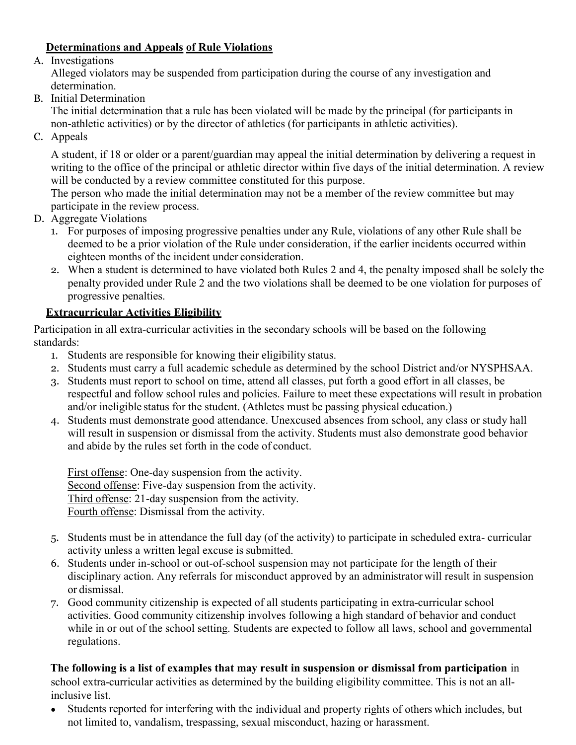## Determinations and Appeals of Rule Violations

A. Investigations

Alleged violators may be suspended from participation during the course of any investigation and determination.

B. Initial Determination

The initial determination that a rule has been violated will be made by the principal (for participants in non-athletic activities) or by the director of athletics (for participants in athletic activities).

C. Appeals

A student, if 18 or older or a parent/guardian may appeal the initial determination by delivering a request in writing to the office of the principal or athletic director within five days of the initial determination. A review will be conducted by a review committee constituted for this purpose.

The person who made the initial determination may not be a member of the review committee but may participate in the review process.

D. Aggregate Violations

1. For purposes of imposing progressive penalties under any Rule, violations of any other Rule shall be deemed to be a prior violation of the Rule under consideration, if the earlier incidents occurred within eighteen months of the incident under consideration.
2. When a student is determined to have violated both Rules 2 and 4, the penalty imposed shall be solely the penalty provided under Rule 2 and the two violations shall be deemed to be one violation for purposes of progressive penalties.

## Extracurricular Activities Eligibility

Participation in all extra-curricular activities in the secondary schools will be based on the following standards:

1. Students are responsible for knowing their eligibility status.
2. Students must carry a full academic schedule as determined by the school District and/or NYSPHSAA.
3. Students must report to school on time, attend all classes, put forth a good effort in all classes, be respectful and follow school rules and policies. Failure to meet these expectations will result in probation and/or ineligible status for the student. (Athletes must be passing physical education.)
4. Students must demonstrate good attendance. Unexcused absences from school, any class or study hall will result in suspension or dismissal from the activity. Students must also demonstrate good behavior and abide by the rules set forth in the code of conduct.

   First offense: One-day suspension from the activity.
   Second offense: Five-day suspension from the activity.
   Third offense: 21-day suspension from the activity.
   Fourth offense: Dismissal from the activity.

5. Students must be in attendance the full day (of the activity) to participate in scheduled extra- curricular activity unless a written legal excuse is submitted.
6. Students under in-school or out-of-school suspension may not participate for the length of their disciplinary action. Any referrals for misconduct approved by an administrator will result in suspension or dismissal.
7. Good community citizenship is expected of all students participating in extra-curricular school activities. Good community citizenship involves following a high standard of behavior and conduct while in or out of the school setting. Students are expected to follow all laws, school and governmental regulations.

**The following is a list of examples that may result in suspension or dismissal from participation** in school extra-curricular activities as determined by the building eligibility committee. This is not an all-inclusive list.

- Students reported for interfering with the individual and property rights of others which includes, but not limited to, vandalism, trespassing, sexual misconduct, hazing or harassment.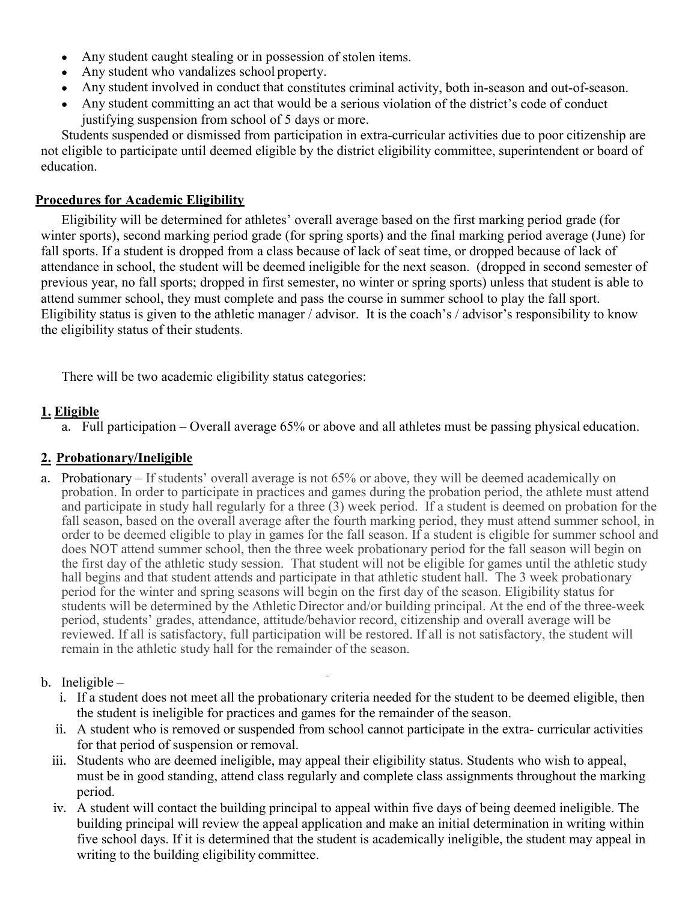- Any student caught stealing or in possession of stolen items.
- Any student who vandalizes school property.
- Any student involved in conduct that constitutes criminal activity, both in-season and out-of-season.
- Any student committing an act that would be a serious violation of the district's code of conduct justifying suspension from school of 5 days or more.

Students suspended or dismissed from participation in extra-curricular activities due to poor citizenship are not eligible to participate until deemed eligible by the district eligibility committee, superintendent or board of education.

**Procedures for Academic Eligibility**

Eligibility will be determined for athletes' overall average based on the first marking period grade (for winter sports), second marking period grade (for spring sports) and the final marking period average (June) for fall sports. If a student is dropped from a class because of lack of seat time, or dropped because of lack of attendance in school, the student will be deemed ineligible for the next season. (dropped in second semester of previous year, no fall sports; dropped in first semester, no winter or spring sports) unless that student is able to attend summer school, they must complete and pass the course in summer school to play the fall sport. Eligibility status is given to the athletic manager / advisor. It is the coach's / advisor's responsibility to know the eligibility status of their students.

There will be two academic eligibility status categories:

**1. Eligible**

a. Full participation – Overall average 65% or above and all athletes must be passing physical education.

**2. Probationary/Ineligible**

a. Probationary – If students' overall average is not 65% or above, they will be deemed academically on probation. In order to participate in practices and games during the probation period, the athlete must attend and participate in study hall regularly for a three (3) week period. If a student is deemed on probation for the fall season, based on the overall average after the fourth marking period, they must attend summer school, in order to be deemed eligible to play in games for the fall season. If a student is eligible for summer school and does NOT attend summer school, then the three week probationary period for the fall season will begin on the first day of the athletic study session. That student will not be eligible for games until the athletic study hall begins and that student attends and participate in that athletic student hall. The 3 week probationary period for the winter and spring seasons will begin on the first day of the season. Eligibility status for students will be determined by the Athletic Director and/or building principal. At the end of the three-week period, students' grades, attendance, attitude/behavior record, citizenship and overall average will be reviewed. If all is satisfactory, full participation will be restored. If all is not satisfactory, the student will remain in the athletic study hall for the remainder of the season.

b. Ineligible –

i. If a student does not meet all the probationary criteria needed for the student to be deemed eligible, then the student is ineligible for practices and games for the remainder of the season.

ii. A student who is removed or suspended from school cannot participate in the extra- curricular activities for that period of suspension or removal.

iii. Students who are deemed ineligible, may appeal their eligibility status. Students who wish to appeal, must be in good standing, attend class regularly and complete class assignments throughout the marking period.

iv. A student will contact the building principal to appeal within five days of being deemed ineligible. The building principal will review the appeal application and make an initial determination in writing within five school days. If it is determined that the student is academically ineligible, the student may appeal in writing to the building eligibility committee.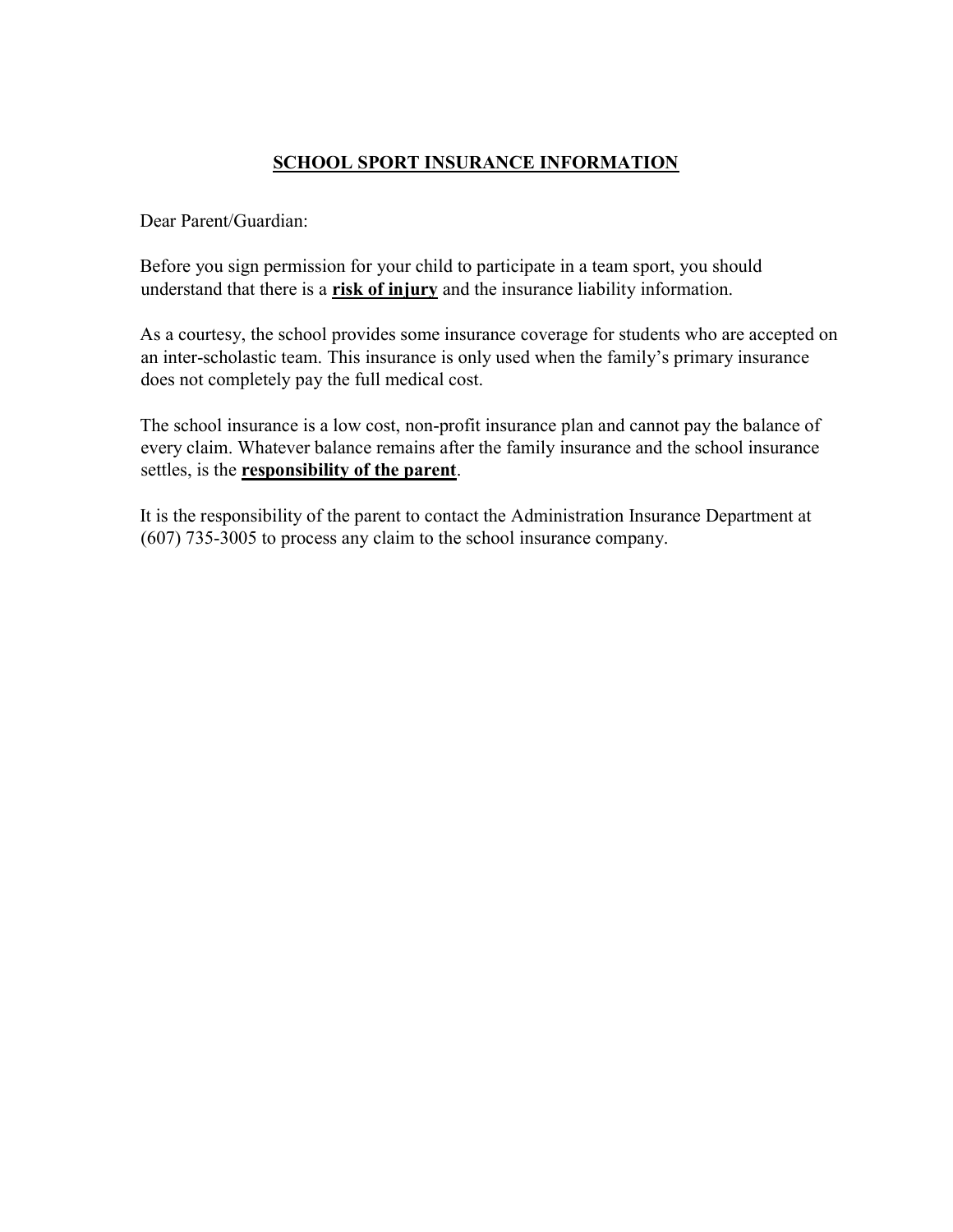## SCHOOL SPORT INSURANCE INFORMATION

Dear Parent/Guardian:

Before you sign permission for your child to participate in a team sport, you should understand that there is a **risk of injury** and the insurance liability information.

As a courtesy, the school provides some insurance coverage for students who are accepted on an inter-scholastic team. This insurance is only used when the family's primary insurance does not completely pay the full medical cost.

The school insurance is a low cost, non-profit insurance plan and cannot pay the balance of every claim. Whatever balance remains after the family insurance and the school insurance settles, is the **responsibility of the parent**.

It is the responsibility of the parent to contact the Administration Insurance Department at (607) 735-3005 to process any claim to the school insurance company.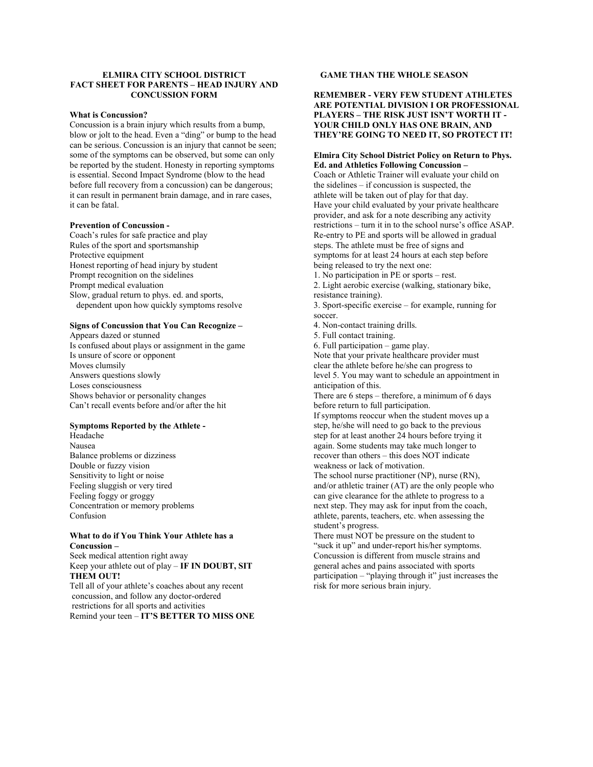# ELMIRA CITY SCHOOL DISTRICT
## FACT SHEET FOR PARENTS – HEAD INJURY AND CONCUSSION FORM

**What is Concussion?**

Concussion is a brain injury which results from a bump, blow or jolt to the head. Even a "ding" or bump to the head can be serious. Concussion is an injury that cannot be seen; some of the symptoms can be observed, but some can only be reported by the student. Honesty in reporting symptoms is essential. Second Impact Syndrome (blow to the head before full recovery from a concussion) can be dangerous; it can result in permanent brain damage, and in rare cases, it can be fatal.

**Prevention of Concussion -**

Coach's rules for safe practice and play
Rules of the sport and sportsmanship
Protective equipment
Honest reporting of head injury by student
Prompt recognition on the sidelines
Prompt medical evaluation
Slow, gradual return to phys. ed. and sports, dependent upon how quickly symptoms resolve

**Signs of Concussion that You Can Recognize –**

Appears dazed or stunned
Is confused about plays or assignment in the game
Is unsure of score or opponent
Moves clumsily
Answers questions slowly
Loses consciousness
Shows behavior or personality changes
Can't recall events before and/or after the hit

**Symptoms Reported by the Athlete -**

Headache
Nausea
Balance problems or dizziness
Double or fuzzy vision
Sensitivity to light or noise
Feeling sluggish or very tired
Feeling foggy or groggy
Concentration or memory problems
Confusion

**What to do if You Think Your Athlete has a Concussion –**

Seek medical attention right away
Keep your athlete out of play – **IF IN DOUBT, SIT THEM OUT!**
Tell all of your athlete's coaches about any recent concussion, and follow any doctor-ordered restrictions for all sports and activities
Remind your teen – **IT'S BETTER TO MISS ONE GAME THAN THE WHOLE SEASON**

**REMEMBER - VERY FEW STUDENT ATHLETES ARE POTENTIAL DIVISION I OR PROFESSIONAL PLAYERS – THE RISK JUST ISN'T WORTH IT - YOUR CHILD ONLY HAS ONE BRAIN, AND THEY'RE GOING TO NEED IT, SO PROTECT IT!**

**Elmira City School District Policy on Return to Phys. Ed. and Athletics Following Concussion –**

Coach or Athletic Trainer will evaluate your child on the sidelines – if concussion is suspected, the athlete will be taken out of play for that day.
Have your child evaluated by your private healthcare provider, and ask for a note describing any activity restrictions – turn it in to the school nurse's office ASAP.
Re-entry to PE and sports will be allowed in gradual steps. The athlete must be free of signs and symptoms for at least 24 hours at each step before being released to try the next one:

1. No participation in PE or sports – rest.
2. Light aerobic exercise (walking, stationary bike, resistance training).
3. Sport-specific exercise – for example, running for soccer.
4. Non-contact training drills.
5. Full contact training.
6. Full participation – game play.

Note that your private healthcare provider must clear the athlete before he/she can progress to level 5. You may want to schedule an appointment in anticipation of this.
There are 6 steps – therefore, a minimum of 6 days before return to full participation.
If symptoms reoccur when the student moves up a step, he/she will need to go back to the previous step for at least another 24 hours before trying it again. Some students may take much longer to recover than others – this does NOT indicate weakness or lack of motivation.
The school nurse practitioner (NP), nurse (RN), and/or athletic trainer (AT) are the only people who can give clearance for the athlete to progress to a next step. They may ask for input from the coach, athlete, parents, teachers, etc. when assessing the student's progress.
There must NOT be pressure on the student to "suck it up" and under-report his/her symptoms. Concussion is different from muscle strains and general aches and pains associated with sports participation – "playing through it" just increases the risk for more serious brain injury.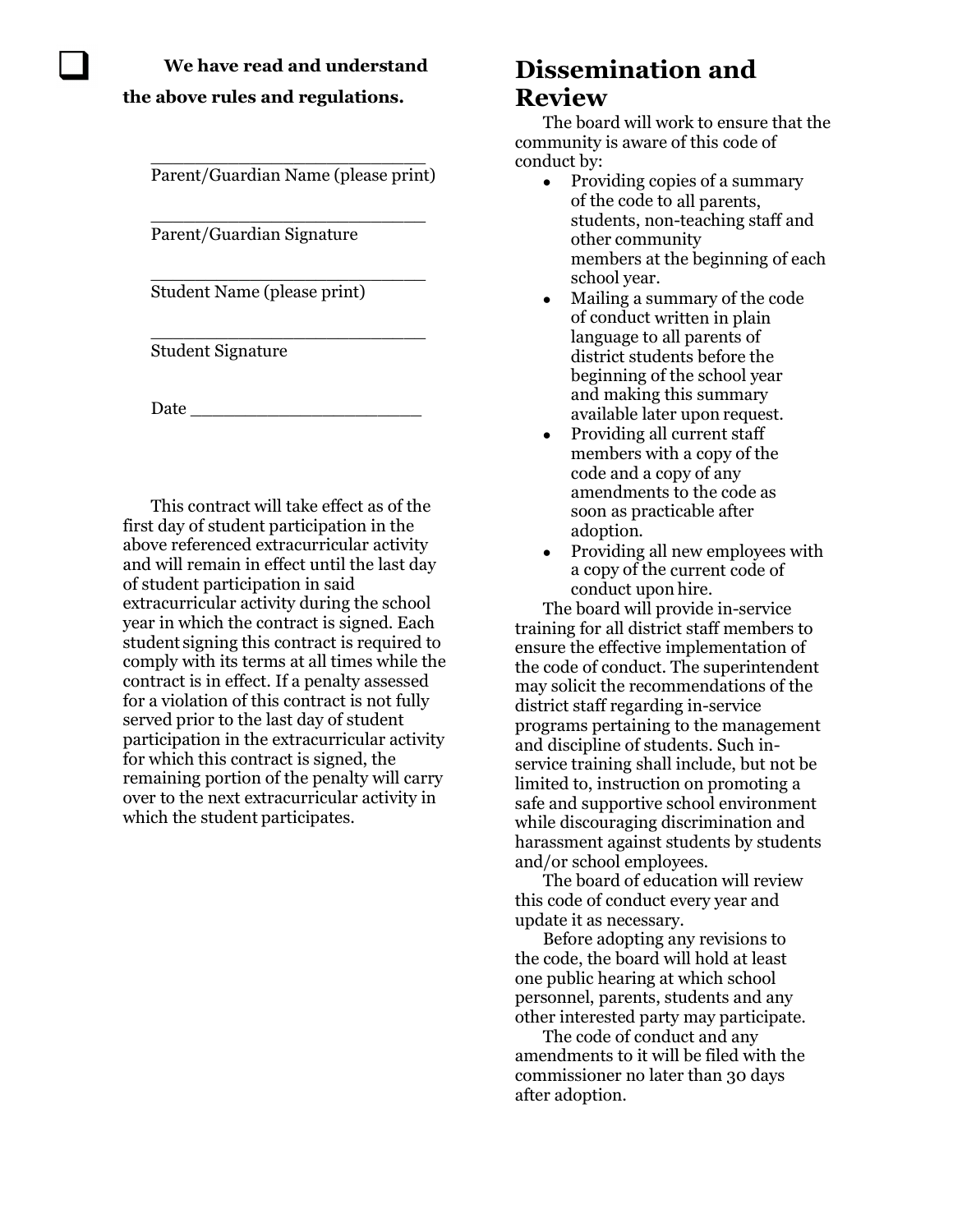- [ ] **We have read and understand the above rules and regulations.**

\_\_\_\_\_\_\_\_\_\_\_\_\_\_\_\_\_\_\_\_\_\_\_\_\_\_
Parent/Guardian Name (please print)

\_\_\_\_\_\_\_\_\_\_\_\_\_\_\_\_\_\_\_\_\_\_\_\_\_\_
Parent/Guardian Signature

\_\_\_\_\_\_\_\_\_\_\_\_\_\_\_\_\_\_\_\_\_\_\_\_\_\_
Student Name (please print)

\_\_\_\_\_\_\_\_\_\_\_\_\_\_\_\_\_\_\_\_\_\_\_\_\_\_
Student Signature

Date \_\_\_\_\_\_\_\_\_\_\_\_\_\_\_\_\_\_\_\_\_\_

This contract will take effect as of the first day of student participation in the above referenced extracurricular activity and will remain in effect until the last day of student participation in said extracurricular activity during the school year in which the contract is signed. Each student signing this contract is required to comply with its terms at all times while the contract is in effect. If a penalty assessed for a violation of this contract is not fully served prior to the last day of student participation in the extracurricular activity for which this contract is signed, the remaining portion of the penalty will carry over to the next extracurricular activity in which the student participates.

# Dissemination and Review

The board will work to ensure that the community is aware of this code of conduct by:

- Providing copies of a summary of the code to all parents, students, non-teaching staff and other community members at the beginning of each school year.
- Mailing a summary of the code of conduct written in plain language to all parents of district students before the beginning of the school year and making this summary available later upon request.
- Providing all current staff members with a copy of the code and a copy of any amendments to the code as soon as practicable after adoption.
- Providing all new employees with a copy of the current code of conduct upon hire.

The board will provide in-service training for all district staff members to ensure the effective implementation of the code of conduct. The superintendent may solicit the recommendations of the district staff regarding in-service programs pertaining to the management and discipline of students. Such in-service training shall include, but not be limited to, instruction on promoting a safe and supportive school environment while discouraging discrimination and harassment against students by students and/or school employees.

The board of education will review this code of conduct every year and update it as necessary.

Before adopting any revisions to the code, the board will hold at least one public hearing at which school personnel, parents, students and any other interested party may participate.

The code of conduct and any amendments to it will be filed with the commissioner no later than 30 days after adoption.